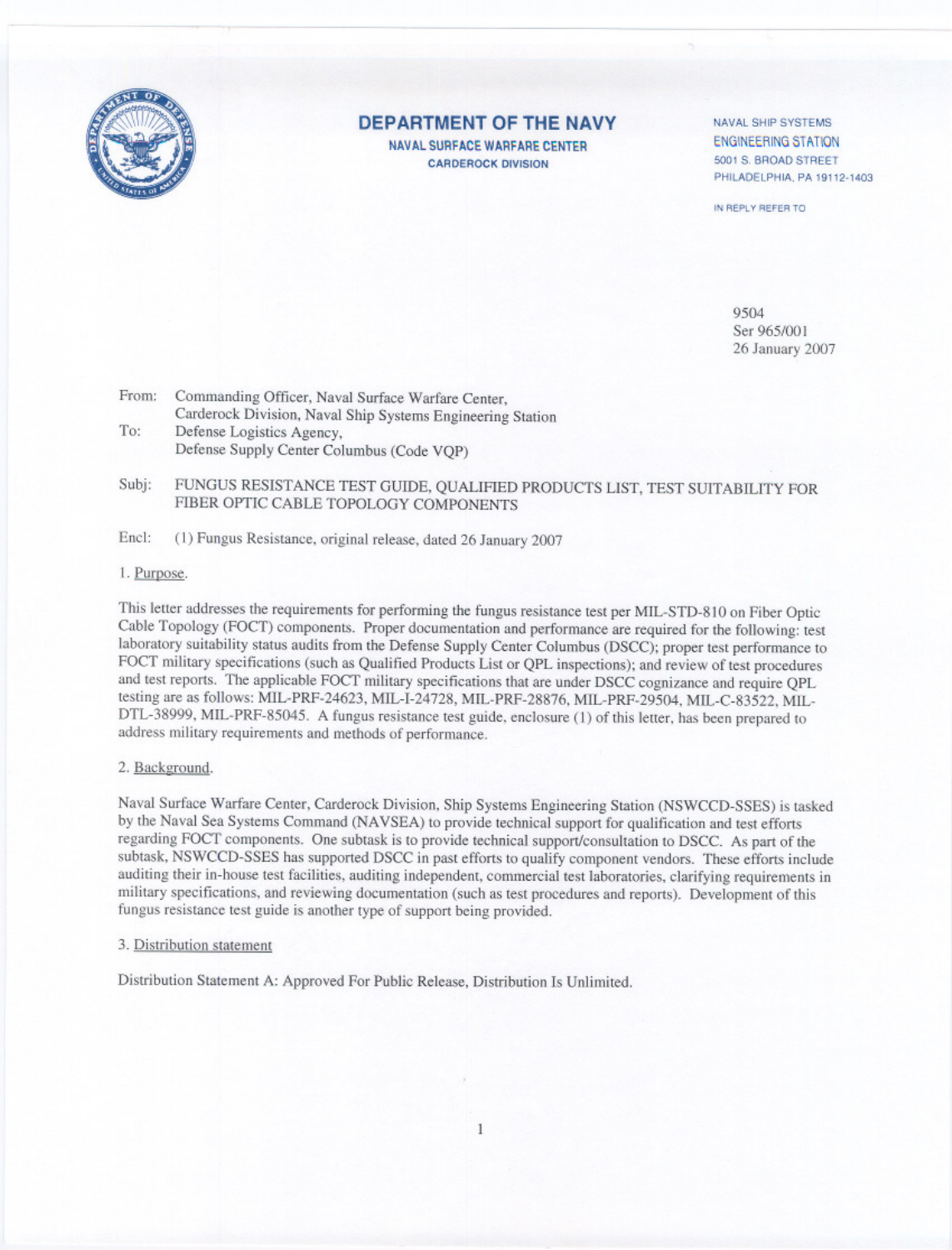# DEPARTMENT OF THE NAVY

**NAVAL SURFACE WARFARE CENTER**
**CARDEROCK DIVISION**

NAVAL SHIP SYSTEMS
ENGINEERING STATION
5001 S. BROAD STREET
PHILADELPHIA, PA 19112-1403

IN REPLY REFER TO

9504
Ser 965/001
26 January 2007

From: Commanding Officer, Naval Surface Warfare Center,
Carderock Division, Naval Ship Systems Engineering Station
To: Defense Logistics Agency,
Defense Supply Center Columbus (Code VQP)

Subj: FUNGUS RESISTANCE TEST GUIDE, QUALIFIED PRODUCTS LIST, TEST SUITABILITY FOR FIBER OPTIC CABLE TOPOLOGY COMPONENTS

Encl: (1) Fungus Resistance, original release, dated 26 January 2007

1. Purpose.

This letter addresses the requirements for performing the fungus resistance test per MIL-STD-810 on Fiber Optic Cable Topology (FOCT) components. Proper documentation and performance are required for the following: test laboratory suitability status audits from the Defense Supply Center Columbus (DSCC); proper test performance to FOCT military specifications (such as Qualified Products List or QPL inspections); and review of test procedures and test reports. The applicable FOCT military specifications that are under DSCC cognizance and require QPL testing are as follows: MIL-PRF-24623, MIL-I-24728, MIL-PRF-28876, MIL-PRF-29504, MIL-C-83522, MIL-DTL-38999, MIL-PRF-85045. A fungus resistance test guide, enclosure (1) of this letter, has been prepared to address military requirements and methods of performance.

2. Background.

Naval Surface Warfare Center, Carderock Division, Ship Systems Engineering Station (NSWCCD-SSES) is tasked by the Naval Sea Systems Command (NAVSEA) to provide technical support for qualification and test efforts regarding FOCT components. One subtask is to provide technical support/consultation to DSCC. As part of the subtask, NSWCCD-SSES has supported DSCC in past efforts to qualify component vendors. These efforts include auditing their in-house test facilities, auditing independent, commercial test laboratories, clarifying requirements in military specifications, and reviewing documentation (such as test procedures and reports). Development of this fungus resistance test guide is another type of support being provided.

3. Distribution statement

Distribution Statement A: Approved For Public Release, Distribution Is Unlimited.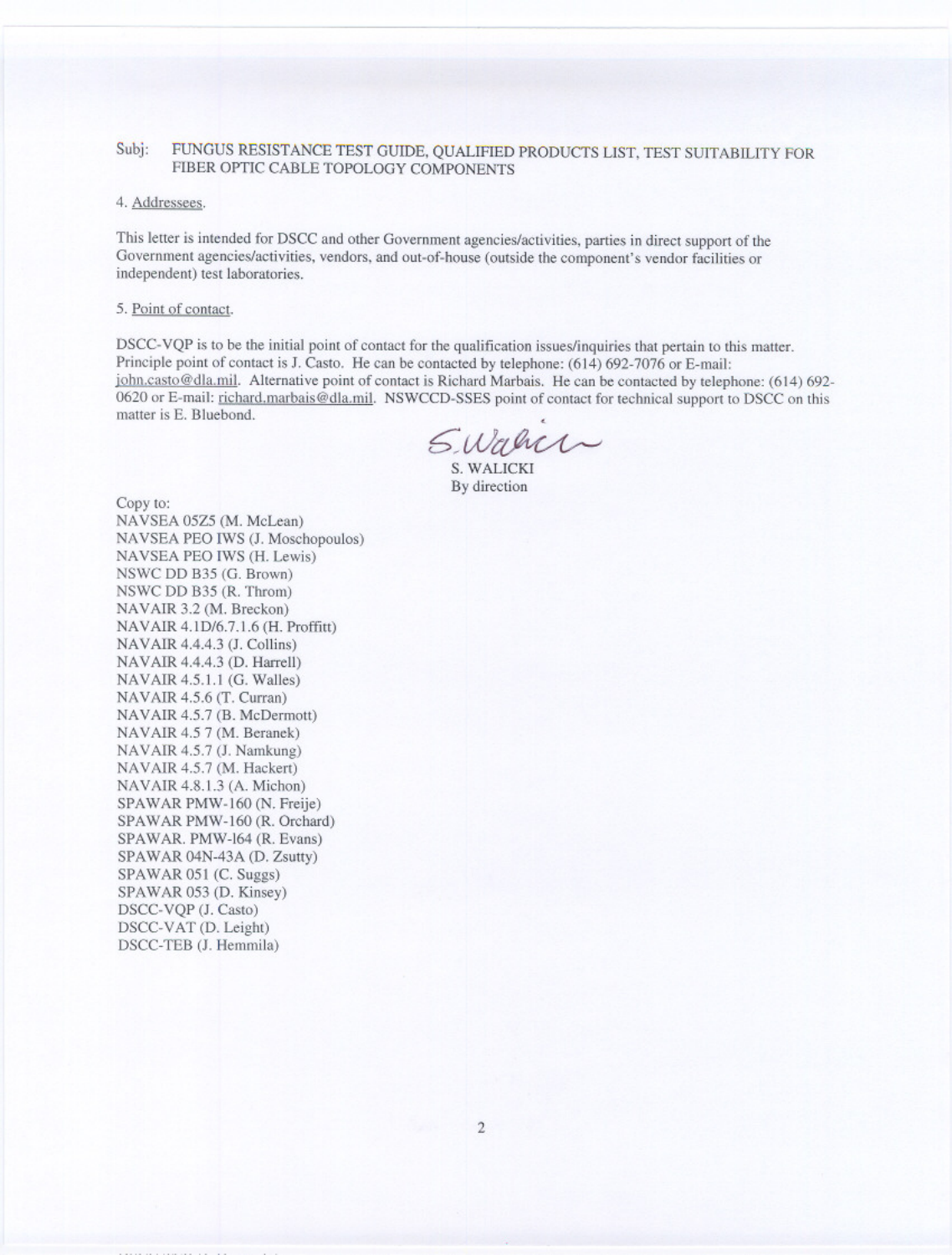Subj: FUNGUS RESISTANCE TEST GUIDE, QUALIFIED PRODUCTS LIST, TEST SUITABILITY FOR FIBER OPTIC CABLE TOPOLOGY COMPONENTS

4. Addressees.

This letter is intended for DSCC and other Government agencies/activities, parties in direct support of the Government agencies/activities, vendors, and out-of-house (outside the component's vendor facilities or independent) test laboratories.

5. Point of contact.

DSCC-VQP is to be the initial point of contact for the qualification issues/inquiries that pertain to this matter. Principle point of contact is J. Casto. He can be contacted by telephone: (614) 692-7076 or E-mail: john.casto@dla.mil. Alternative point of contact is Richard Marbais. He can be contacted by telephone: (614) 692-0620 or E-mail: richard.marbais@dla.mil. NSWCCD-SSES point of contact for technical support to DSCC on this matter is E. Bluebond.

S. WALICKI
By direction

Copy to:
NAVSEA 05Z5 (M. McLean)
NAVSEA PEO IWS (J. Moschopoulos)
NAVSEA PEO IWS (H. Lewis)
NSWC DD B35 (G. Brown)
NSWC DD B35 (R. Throm)
NAVAIR 3.2 (M. Breckon)
NAVAIR 4.1D/6.7.1.6 (H. Proffitt)
NAVAIR 4.4.4.3 (J. Collins)
NAVAIR 4.4.4.3 (D. Harrell)
NAVAIR 4.5.1.1 (G. Walles)
NAVAIR 4.5.6 (T. Curran)
NAVAIR 4.5.7 (B. McDermott)
NAVAIR 4.5 7 (M. Beranek)
NAVAIR 4.5.7 (J. Namkung)
NAVAIR 4.5.7 (M. Hackert)
NAVAIR 4.8.1.3 (A. Michon)
SPAWAR PMW-160 (N. Freije)
SPAWAR PMW-160 (R. Orchard)
SPAWAR. PMW-164 (R. Evans)
SPAWAR 04N-43A (D. Zsutty)
SPAWAR 051 (C. Suggs)
SPAWAR 053 (D. Kinsey)
DSCC-VQP (J. Casto)
DSCC-VAT (D. Leight)
DSCC-TEB (J. Hemmila)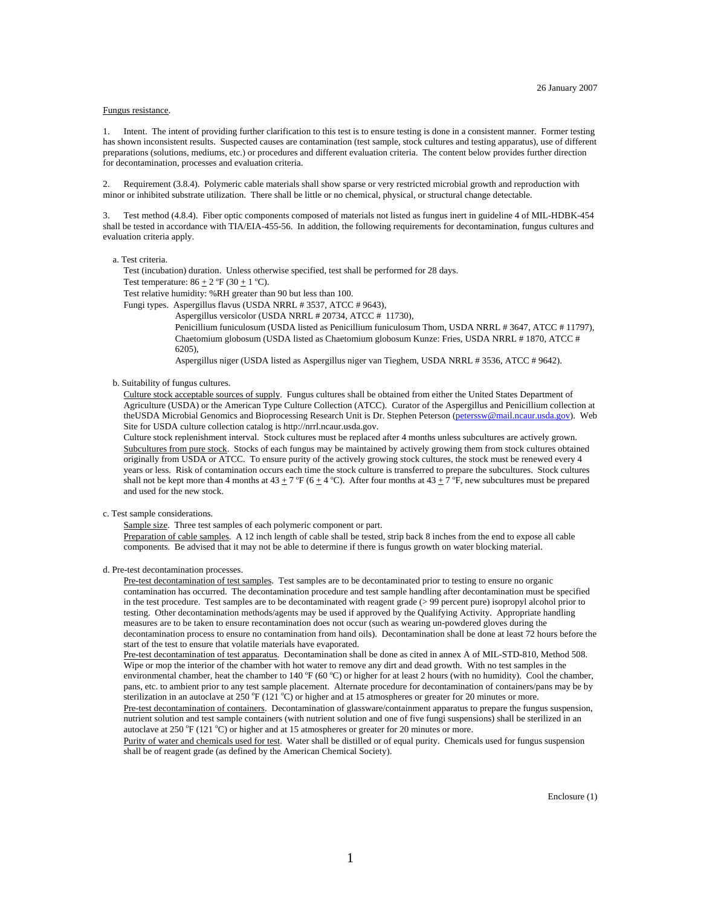26 January 2007

Fungus resistance.

1. Intent. The intent of providing further clarification to this test is to ensure testing is done in a consistent manner. Former testing has shown inconsistent results. Suspected causes are contamination (test sample, stock cultures and testing apparatus), use of different preparations (solutions, mediums, etc.) or procedures and different evaluation criteria. The content below provides further direction for decontamination, processes and evaluation criteria.

2. Requirement (3.8.4). Polymeric cable materials shall show sparse or very restricted microbial growth and reproduction with minor or inhibited substrate utilization. There shall be little or no chemical, physical, or structural change detectable.

3. Test method (4.8.4). Fiber optic components composed of materials not listed as fungus inert in guideline 4 of MIL-HDBK-454 shall be tested in accordance with TIA/EIA-455-56. In addition, the following requirements for decontamination, fungus cultures and evaluation criteria apply.

a. Test criteria.

Test (incubation) duration. Unless otherwise specified, test shall be performed for 28 days.

Test temperature: 86 ± 2 °F (30 ± 1 °C).

Test relative humidity: %RH greater than 90 but less than 100.

Fungi types. Aspergillus flavus (USDA NRRL # 3537, ATCC # 9643),
Aspergillus versicolor (USDA NRRL # 20734, ATCC # 11730),
Penicillium funiculosum (USDA listed as Penicillium funiculosum Thom, USDA NRRL # 3647, ATCC # 11797),
Chaetomium globosum (USDA listed as Chaetomium globosum Kunze: Fries, USDA NRRL # 1870, ATCC # 6205),
Aspergillus niger (USDA listed as Aspergillus niger van Tieghem, USDA NRRL # 3536, ATCC # 9642).

b. Suitability of fungus cultures.

Culture stock acceptable sources of supply. Fungus cultures shall be obtained from either the United States Department of Agriculture (USDA) or the American Type Culture Collection (ATCC). Curator of the Aspergillus and Penicillium collection at theUSDA Microbial Genomics and Bioprocessing Research Unit is Dr. Stephen Peterson (peterssw@mail.ncaur.usda.gov). Web Site for USDA culture collection catalog is http://nrrl.ncaur.usda.gov.

Culture stock replenishment interval. Stock cultures must be replaced after 4 months unless subcultures are actively grown.

Subcultures from pure stock. Stocks of each fungus may be maintained by actively growing them from stock cultures obtained originally from USDA or ATCC. To ensure purity of the actively growing stock cultures, the stock must be renewed every 4 years or less. Risk of contamination occurs each time the stock culture is transferred to prepare the subcultures. Stock cultures shall not be kept more than 4 months at 43 ± 7 °F (6 ± 4 °C). After four months at 43 ± 7 °F, new subcultures must be prepared and used for the new stock.

c. Test sample considerations.

Sample size. Three test samples of each polymeric component or part.

Preparation of cable samples. A 12 inch length of cable shall be tested, strip back 8 inches from the end to expose all cable components. Be advised that it may not be able to determine if there is fungus growth on water blocking material.

d. Pre-test decontamination processes.

Pre-test decontamination of test samples. Test samples are to be decontaminated prior to testing to ensure no organic contamination has occurred. The decontamination procedure and test sample handling after decontamination must be specified in the test procedure. Test samples are to be decontaminated with reagent grade (> 99 percent pure) isopropyl alcohol prior to testing. Other decontamination methods/agents may be used if approved by the Qualifying Activity. Appropriate handling measures are to be taken to ensure recontamination does not occur (such as wearing un-powdered gloves during the decontamination process to ensure no contamination from hand oils). Decontamination shall be done at least 72 hours before the start of the test to ensure that volatile materials have evaporated.

Pre-test decontamination of test apparatus. Decontamination shall be done as cited in annex A of MIL-STD-810, Method 508. Wipe or mop the interior of the chamber with hot water to remove any dirt and dead growth. With no test samples in the environmental chamber, heat the chamber to 140 °F (60 °C) or higher for at least 2 hours (with no humidity). Cool the chamber, pans, etc. to ambient prior to any test sample placement. Alternate procedure for decontamination of containers/pans may be by sterilization in an autoclave at 250 °F (121 °C) or higher and at 15 atmospheres or greater for 20 minutes or more.

Pre-test decontamination of containers. Decontamination of glassware/containment apparatus to prepare the fungus suspension, nutrient solution and test sample containers (with nutrient solution and one of five fungi suspensions) shall be sterilized in an autoclave at 250 °F (121 °C) or higher and at 15 atmospheres or greater for 20 minutes or more.

Purity of water and chemicals used for test. Water shall be distilled or of equal purity. Chemicals used for fungus suspension shall be of reagent grade (as defined by the American Chemical Society).

Enclosure (1)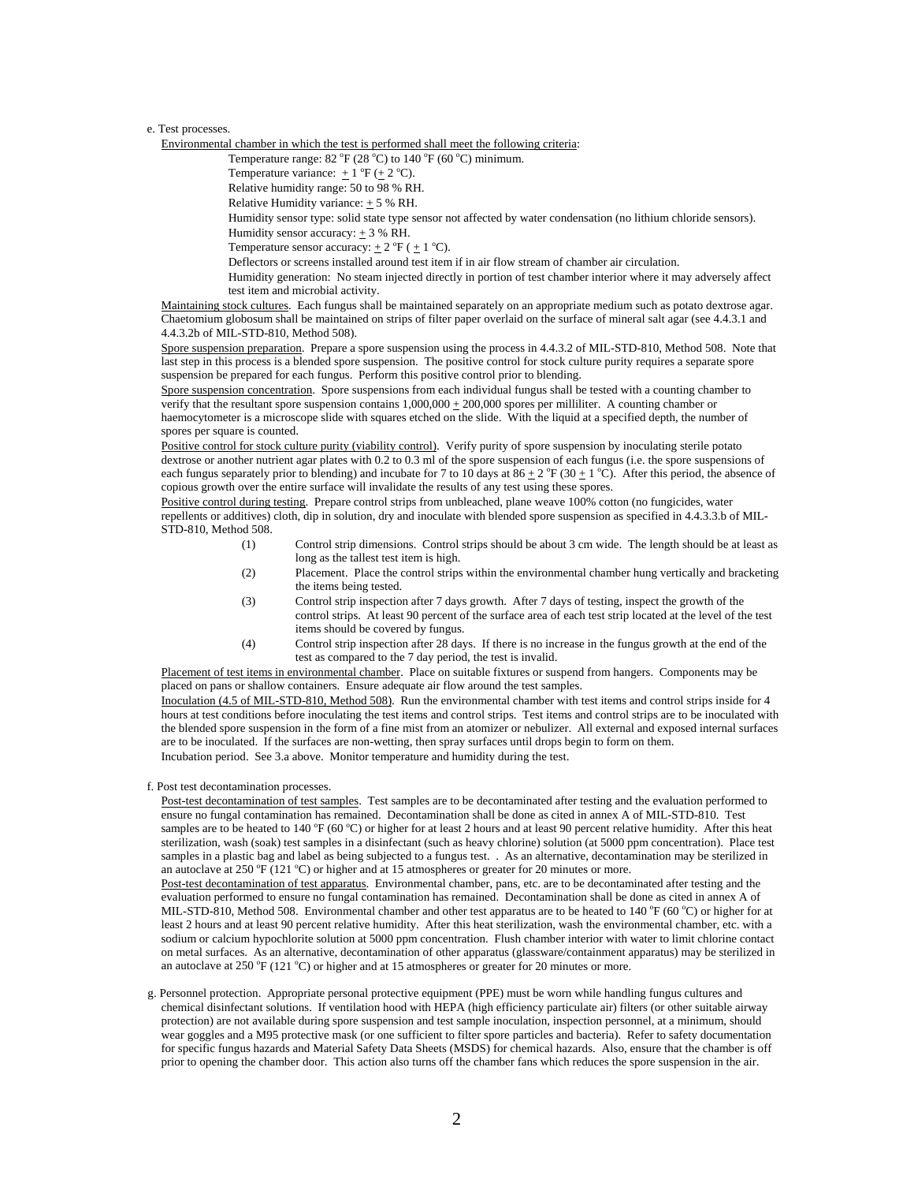e. Test processes.

Environmental chamber in which the test is performed shall meet the following criteria:

Temperature range: 82 °F (28 °C) to 140 °F (60 °C) minimum.
Temperature variance: ± 1 °F (± 2 °C).
Relative humidity range: 50 to 98 % RH.
Relative Humidity variance: ± 5 % RH.
Humidity sensor type: solid state type sensor not affected by water condensation (no lithium chloride sensors).
Humidity sensor accuracy: ± 3 % RH.
Temperature sensor accuracy: ± 2 °F ( ± 1 °C).
Deflectors or screens installed around test item if in air flow stream of chamber air circulation.
Humidity generation: No steam injected directly in portion of test chamber interior where it may adversely affect test item and microbial activity.

Maintaining stock cultures. Each fungus shall be maintained separately on an appropriate medium such as potato dextrose agar. Chaetomium globosum shall be maintained on strips of filter paper overlaid on the surface of mineral salt agar (see 4.4.3.1 and 4.4.3.2b of MIL-STD-810, Method 508).

Spore suspension preparation. Prepare a spore suspension using the process in 4.4.3.2 of MIL-STD-810, Method 508. Note that last step in this process is a blended spore suspension. The positive control for stock culture purity requires a separate spore suspension be prepared for each fungus. Perform this positive control prior to blending.

Spore suspension concentration. Spore suspensions from each individual fungus shall be tested with a counting chamber to verify that the resultant spore suspension contains 1,000,000 ± 200,000 spores per milliliter. A counting chamber or haemocytometer is a microscope slide with squares etched on the slide. With the liquid at a specified depth, the number of spores per square is counted.

Positive control for stock culture purity (viability control). Verify purity of spore suspension by inoculating sterile potato dextrose or another nutrient agar plates with 0.2 to 0.3 ml of the spore suspension of each fungus (i.e. the spore suspensions of each fungus separately prior to blending) and incubate for 7 to 10 days at 86 ± 2 °F (30 ± 1 °C). After this period, the absence of copious growth over the entire surface will invalidate the results of any test using these spores.

Positive control during testing. Prepare control strips from unbleached, plane weave 100% cotton (no fungicides, water repellents or additives) cloth, dip in solution, dry and inoculate with blended spore suspension as specified in 4.4.3.3.b of MIL-STD-810, Method 508.

(1) Control strip dimensions. Control strips should be about 3 cm wide. The length should be at least as long as the tallest test item is high.

(2) Placement. Place the control strips within the environmental chamber hung vertically and bracketing the items being tested.

(3) Control strip inspection after 7 days growth. After 7 days of testing, inspect the growth of the control strips. At least 90 percent of the surface area of each test strip located at the level of the test items should be covered by fungus.

(4) Control strip inspection after 28 days. If there is no increase in the fungus growth at the end of the test as compared to the 7 day period, the test is invalid.

Placement of test items in environmental chamber. Place on suitable fixtures or suspend from hangers. Components may be placed on pans or shallow containers. Ensure adequate air flow around the test samples.

Inoculation (4.5 of MIL-STD-810, Method 508). Run the environmental chamber with test items and control strips inside for 4 hours at test conditions before inoculating the test items and control strips. Test items and control strips are to be inoculated with the blended spore suspension in the form of a fine mist from an atomizer or nebulizer. All external and exposed internal surfaces are to be inoculated. If the surfaces are non-wetting, then spray surfaces until drops begin to form on them.

Incubation period. See 3.a above. Monitor temperature and humidity during the test.

f. Post test decontamination processes.

Post-test decontamination of test samples. Test samples are to be decontaminated after testing and the evaluation performed to ensure no fungal contamination has remained. Decontamination shall be done as cited in annex A of MIL-STD-810. Test samples are to be heated to 140 °F (60 °C) or higher for at least 2 hours and at least 90 percent relative humidity. After this heat sterilization, wash (soak) test samples in a disinfectant (such as heavy chlorine) solution (at 5000 ppm concentration). Place test samples in a plastic bag and label as being subjected to a fungus test. . As an alternative, decontamination may be sterilized in an autoclave at 250 °F (121 °C) or higher and at 15 atmospheres or greater for 20 minutes or more.

Post-test decontamination of test apparatus. Environmental chamber, pans, etc. are to be decontaminated after testing and the evaluation performed to ensure no fungal contamination has remained. Decontamination shall be done as cited in annex A of MIL-STD-810, Method 508. Environmental chamber and other test apparatus are to be heated to 140 °F (60 °C) or higher for at least 2 hours and at least 90 percent relative humidity. After this heat sterilization, wash the environmental chamber, etc. with a sodium or calcium hypochlorite solution at 5000 ppm concentration. Flush chamber interior with water to limit chlorine contact on metal surfaces. As an alternative, decontamination of other apparatus (glassware/containment apparatus) may be sterilized in an autoclave at 250 °F (121 °C) or higher and at 15 atmospheres or greater for 20 minutes or more.

g. Personnel protection. Appropriate personal protective equipment (PPE) must be worn while handling fungus cultures and chemical disinfectant solutions. If ventilation hood with HEPA (high efficiency particulate air) filters (or other suitable airway protection) are not available during spore suspension and test sample inoculation, inspection personnel, at a minimum, should wear goggles and a M95 protective mask (or one sufficient to filter spore particles and bacteria). Refer to safety documentation for specific fungus hazards and Material Safety Data Sheets (MSDS) for chemical hazards. Also, ensure that the chamber is off prior to opening the chamber door. This action also turns off the chamber fans which reduces the spore suspension in the air.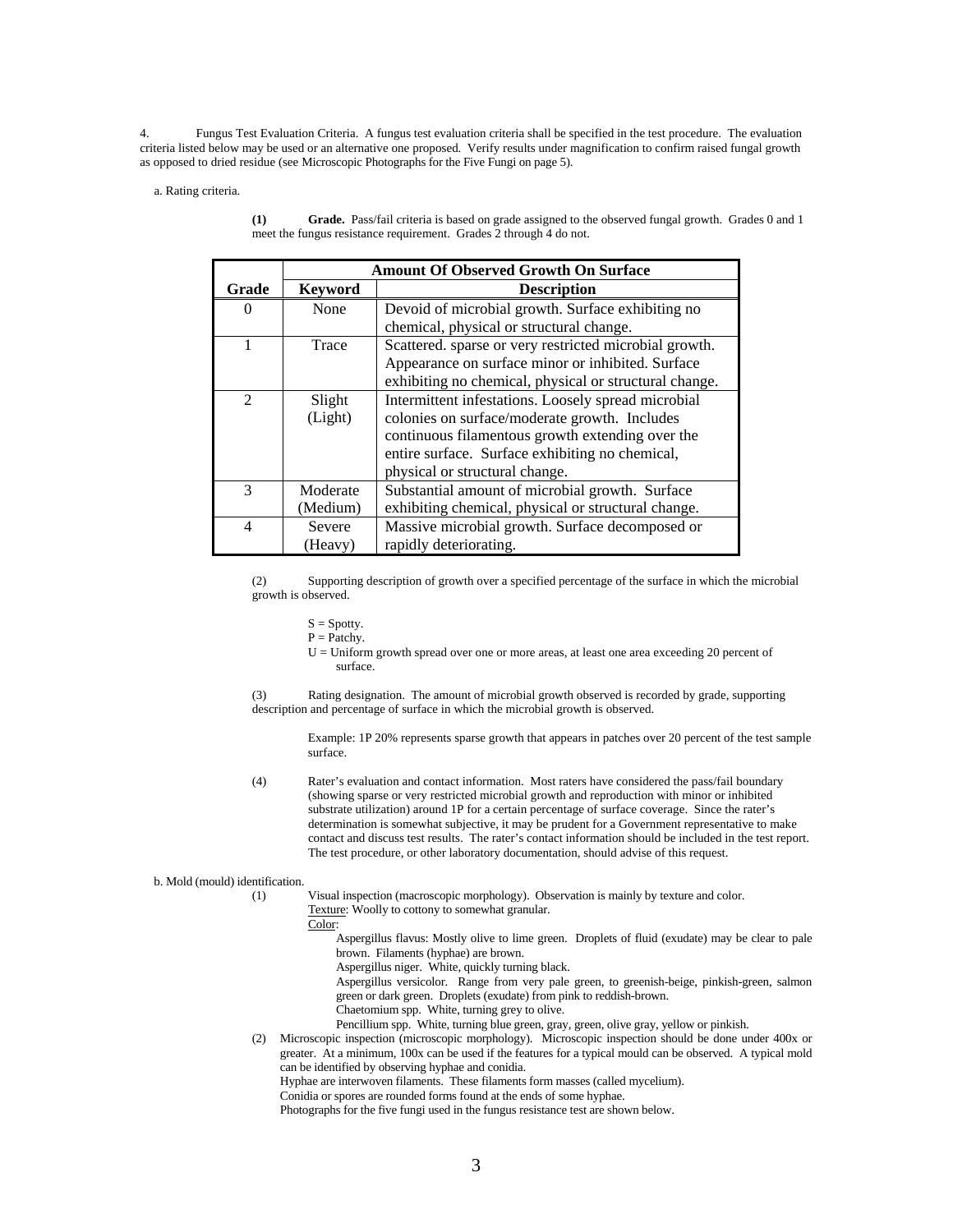4. Fungus Test Evaluation Criteria. A fungus test evaluation criteria shall be specified in the test procedure. The evaluation criteria listed below may be used or an alternative one proposed. Verify results under magnification to confirm raised fungal growth as opposed to dried residue (see Microscopic Photographs for the Five Fungi on page 5).

a. Rating criteria.

**(1) Grade.** Pass/fail criteria is based on grade assigned to the observed fungal growth. Grades 0 and 1 meet the fungus resistance requirement. Grades 2 through 4 do not.

| | Amount Of Observed Growth On Surface | |
|---|---|---|
| **Grade** | **Keyword** | **Description** |
| 0 | None | Devoid of microbial growth. Surface exhibiting no chemical, physical or structural change. |
| 1 | Trace | Scattered. sparse or very restricted microbial growth. Appearance on surface minor or inhibited. Surface exhibiting no chemical, physical or structural change. |
| 2 | Slight (Light) | Intermittent infestations. Loosely spread microbial colonies on surface/moderate growth. Includes continuous filamentous growth extending over the entire surface. Surface exhibiting no chemical, physical or structural change. |
| 3 | Moderate (Medium) | Substantial amount of microbial growth. Surface exhibiting chemical, physical or structural change. |
| 4 | Severe (Heavy) | Massive microbial growth. Surface decomposed or rapidly deteriorating. |

(2) Supporting description of growth over a specified percentage of the surface in which the microbial growth is observed.

S = Spotty.
P = Patchy.
U = Uniform growth spread over one or more areas, at least one area exceeding 20 percent of surface.

(3) Rating designation. The amount of microbial growth observed is recorded by grade, supporting description and percentage of surface in which the microbial growth is observed.

Example: 1P 20% represents sparse growth that appears in patches over 20 percent of the test sample surface.

(4) Rater's evaluation and contact information. Most raters have considered the pass/fail boundary (showing sparse or very restricted microbial growth and reproduction with minor or inhibited substrate utilization) around 1P for a certain percentage of surface coverage. Since the rater's determination is somewhat subjective, it may be prudent for a Government representative to make contact and discuss test results. The rater's contact information should be included in the test report. The test procedure, or other laboratory documentation, should advise of this request.

b. Mold (mould) identification.

(1) Visual inspection (macroscopic morphology). Observation is mainly by texture and color.

Texture: Woolly to cottony to somewhat granular.

Color:

Aspergillus flavus: Mostly olive to lime green. Droplets of fluid (exudate) may be clear to pale brown. Filaments (hyphae) are brown.

Aspergillus niger. White, quickly turning black.

Aspergillus versicolor. Range from very pale green, to greenish-beige, pinkish-green, salmon green or dark green. Droplets (exudate) from pink to reddish-brown.

Chaetomium spp. White, turning grey to olive.

Pencillium spp. White, turning blue green, gray, green, olive gray, yellow or pinkish.

(2) Microscopic inspection (microscopic morphology). Microscopic inspection should be done under 400x or greater. At a minimum, 100x can be used if the features for a typical mould can be observed. A typical mold can be identified by observing hyphae and conidia.

Hyphae are interwoven filaments. These filaments form masses (called mycelium).

Conidia or spores are rounded forms found at the ends of some hyphae.

Photographs for the five fungi used in the fungus resistance test are shown below.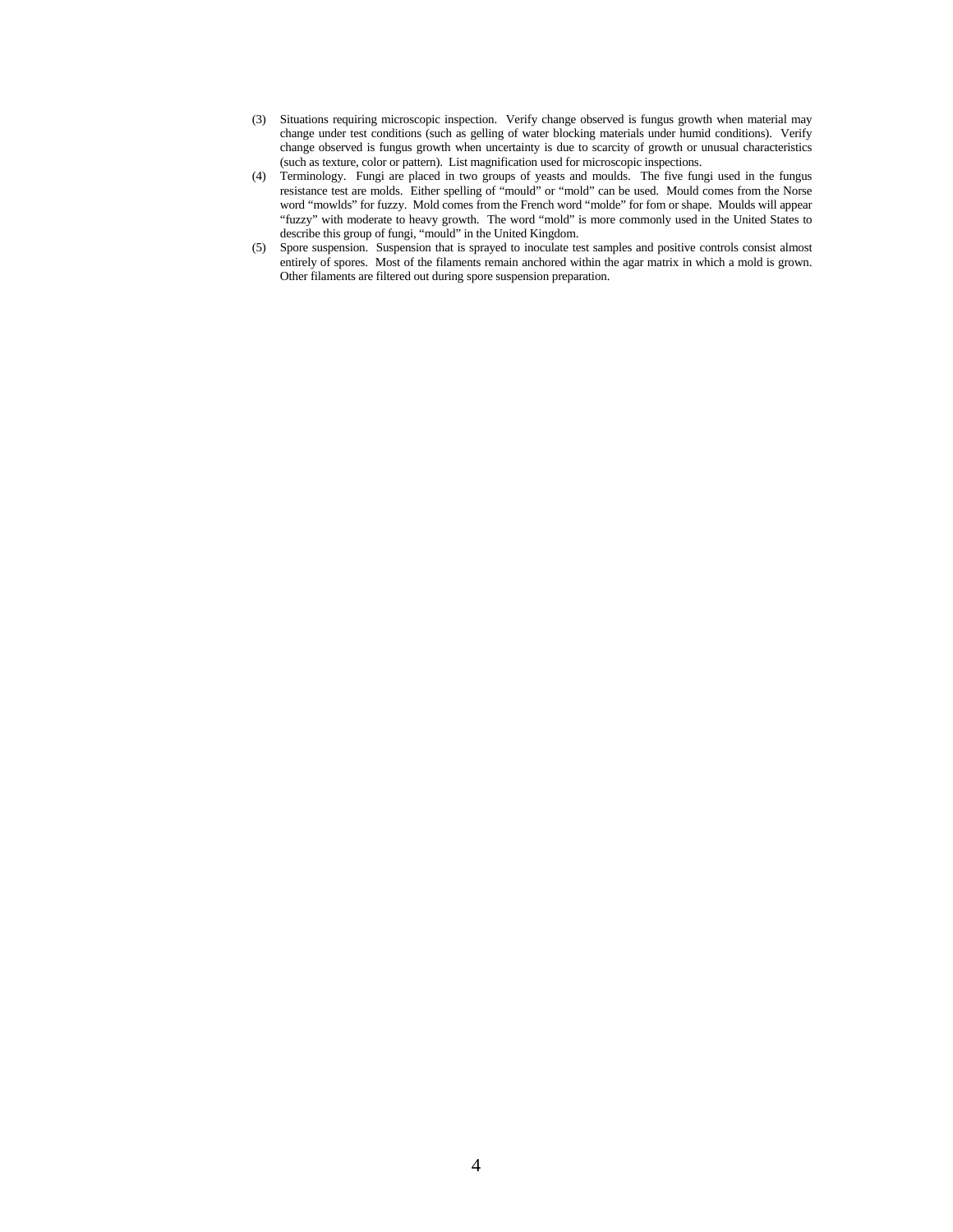(3) Situations requiring microscopic inspection. Verify change observed is fungus growth when material may change under test conditions (such as gelling of water blocking materials under humid conditions). Verify change observed is fungus growth when uncertainty is due to scarcity of growth or unusual characteristics (such as texture, color or pattern). List magnification used for microscopic inspections.

(4) Terminology. Fungi are placed in two groups of yeasts and moulds. The five fungi used in the fungus resistance test are molds. Either spelling of "mould" or "mold" can be used. Mould comes from the Norse word "mowlds" for fuzzy. Mold comes from the French word "molde" for fom or shape. Moulds will appear "fuzzy" with moderate to heavy growth. The word "mold" is more commonly used in the United States to describe this group of fungi, "mould" in the United Kingdom.

(5) Spore suspension. Suspension that is sprayed to inoculate test samples and positive controls consist almost entirely of spores. Most of the filaments remain anchored within the agar matrix in which a mold is grown. Other filaments are filtered out during spore suspension preparation.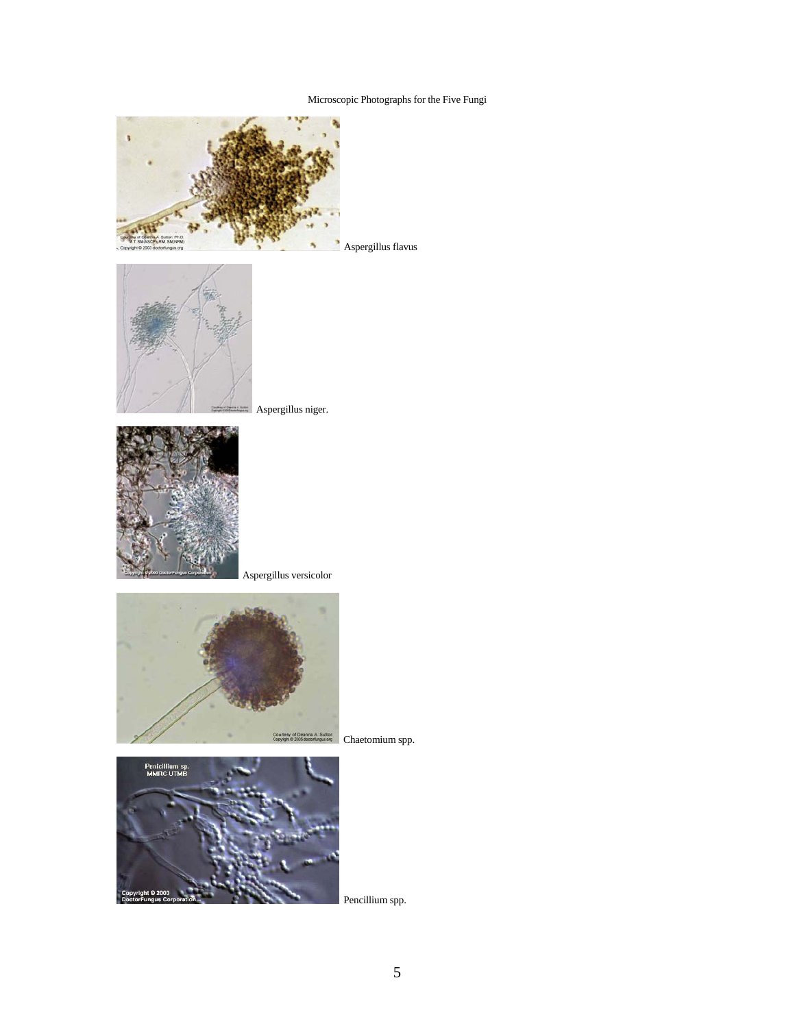Microscopic Photographs for the Five Fungi

Aspergillus flavus

Aspergillus niger.

Aspergillus versicolor

Chaetomium spp.

Pencillium spp.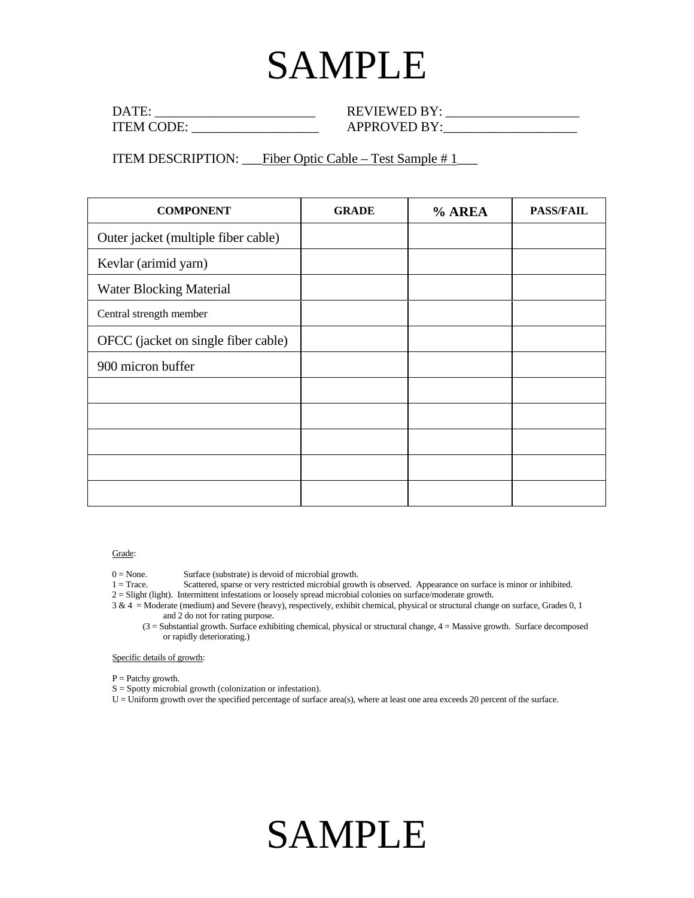# SAMPLE

DATE: ________________________ REVIEWED BY: ____________________
ITEM CODE: ___________________ APPROVED BY:____________________

ITEM DESCRIPTION: ___Fiber Optic Cable – Test Sample # 1___

| COMPONENT | GRADE | % AREA | PASS/FAIL |
|---|---|---|---|
| Outer jacket (multiple fiber cable) | | | |
| Kevlar (arimid yarn) | | | |
| Water Blocking Material | | | |
| Central strength member | | | |
| OFCC (jacket on single fiber cable) | | | |
| 900 micron buffer | | | |
| | | | |
| | | | |
| | | | |
| | | | |
| | | | |

Grade:

0 = None. Surface (substrate) is devoid of microbial growth.
1 = Trace. Scattered, sparse or very restricted microbial growth is observed. Appearance on surface is minor or inhibited.
2 = Slight (light). Intermittent infestations or loosely spread microbial colonies on surface/moderate growth.
3 & 4 = Moderate (medium) and Severe (heavy), respectively, exhibit chemical, physical or structural change on surface, Grades 0, 1 and 2 do not for rating purpose.
(3 = Substantial growth. Surface exhibiting chemical, physical or structural change, 4 = Massive growth. Surface decomposed or rapidly deteriorating.)

Specific details of growth:

P = Patchy growth.
S = Spotty microbial growth (colonization or infestation).
U = Uniform growth over the specified percentage of surface area(s), where at least one area exceeds 20 percent of the surface.

# SAMPLE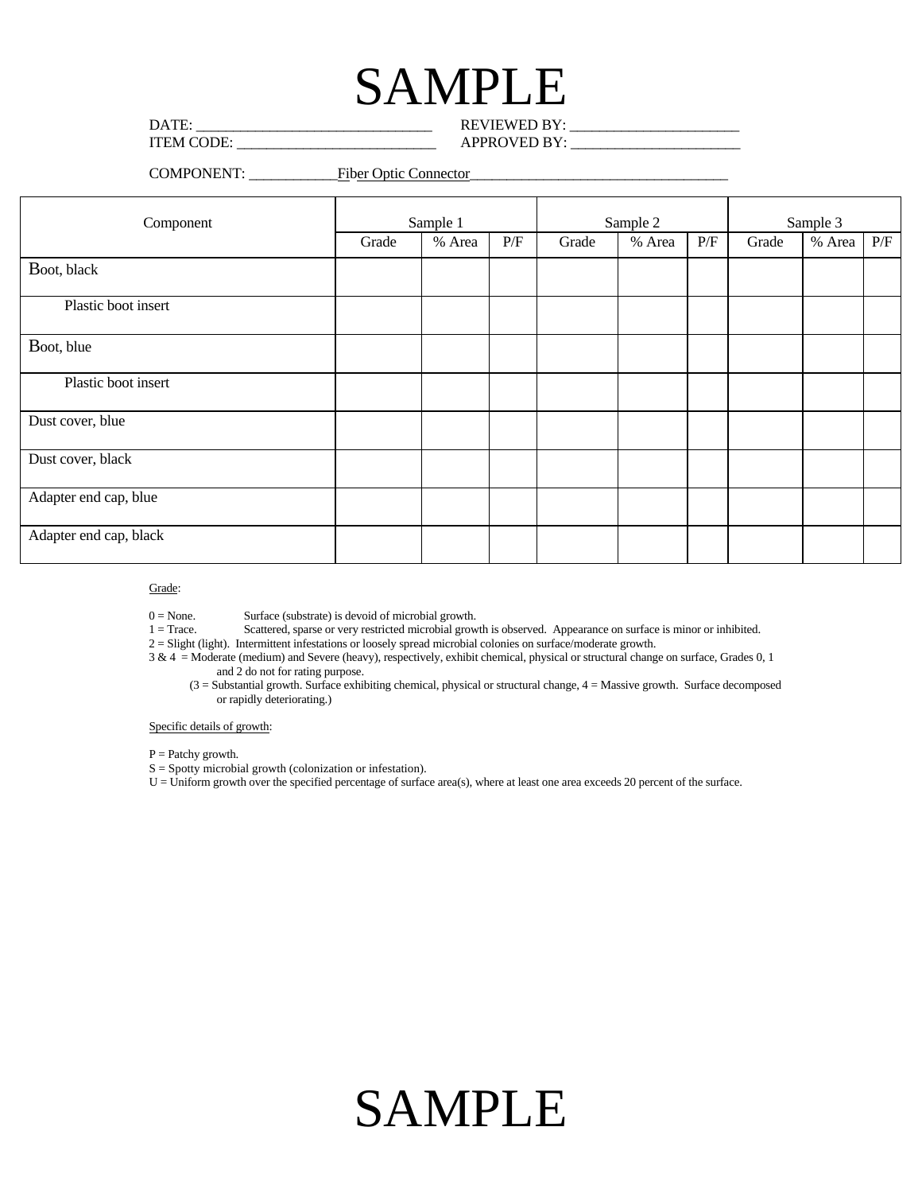# SAMPLE

DATE: _______________________________ REVIEWED BY: ______________________

ITEM CODE: ___________________________ APPROVED BY: ______________________

COMPONENT: ____________Fiber Optic Connector___________________________________

| Component | Sample 1 | | | Sample 2 | | | Sample 3 | | |
|---|---|---|---|---|---|---|---|---|---|
| | Grade | % Area | P/F | Grade | % Area | P/F | Grade | % Area | P/F |
| Boot, black | | | | | | | | | |
| Plastic boot insert | | | | | | | | | |
| Boot, blue | | | | | | | | | |
| Plastic boot insert | | | | | | | | | |
| Dust cover, blue | | | | | | | | | |
| Dust cover, black | | | | | | | | | |
| Adapter end cap, blue | | | | | | | | | |
| Adapter end cap, black | | | | | | | | | |

Grade:

0 = None. Surface (substrate) is devoid of microbial growth.
1 = Trace. Scattered, sparse or very restricted microbial growth is observed. Appearance on surface is minor or inhibited.
2 = Slight (light). Intermittent infestations or loosely spread microbial colonies on surface/moderate growth.
3 & 4 = Moderate (medium) and Severe (heavy), respectively, exhibit chemical, physical or structural change on surface, Grades 0, 1 and 2 do not for rating purpose.
(3 = Substantial growth. Surface exhibiting chemical, physical or structural change, 4 = Massive growth. Surface decomposed or rapidly deteriorating.)

Specific details of growth:

P = Patchy growth.
S = Spotty microbial growth (colonization or infestation).
U = Uniform growth over the specified percentage of surface area(s), where at least one area exceeds 20 percent of the surface.

# SAMPLE